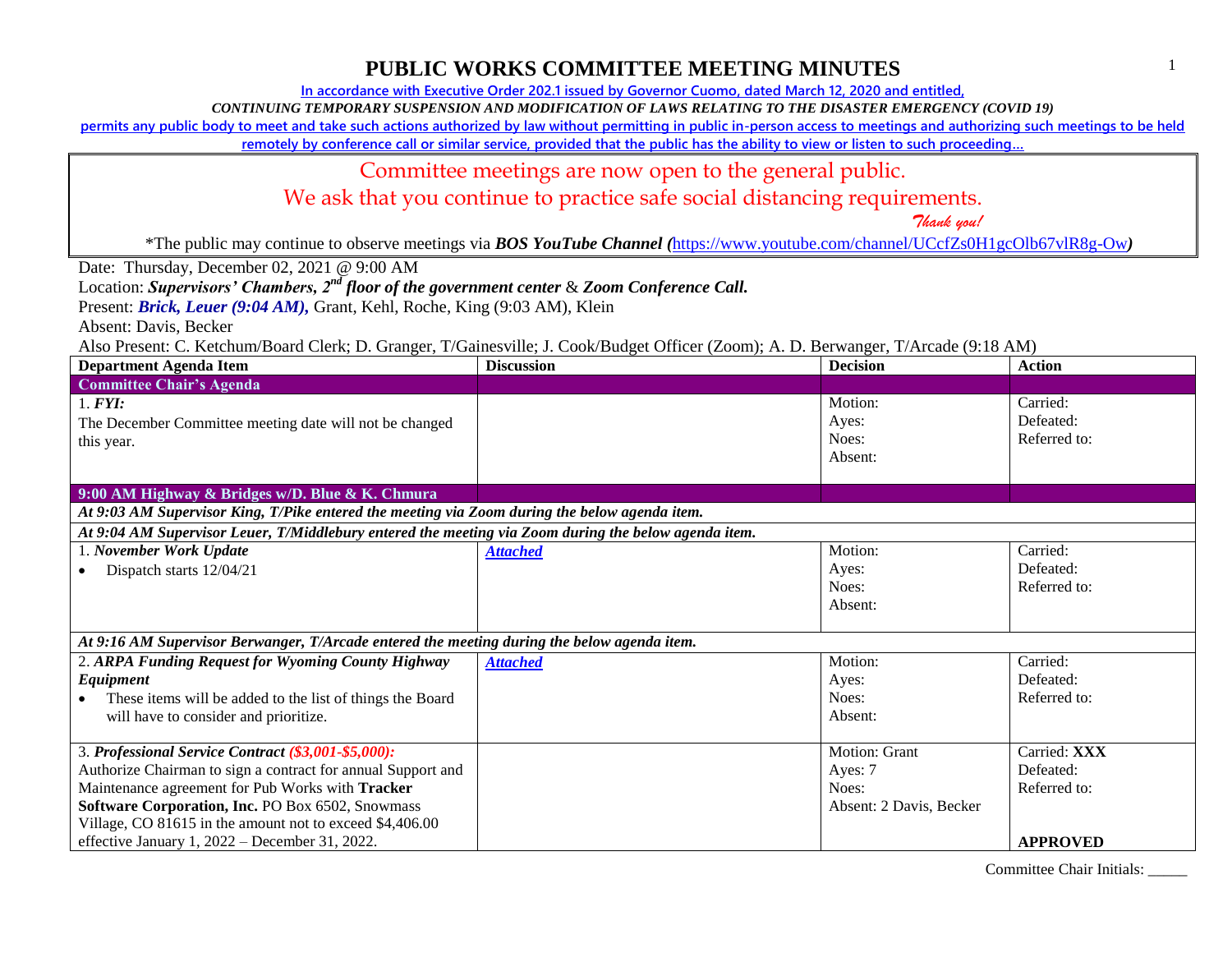# PUBLIC WORKS COMMITTEE MEETING MINUTES

In accordance with Executive Order 202.1 issued by Governor Cuomo, dated March 12, 2020 and entitled,

*CONTINUING TEMPORARY SUSPENSION AND MODIFICATION OF LAWS RELATING TO THE DISASTER EMERGENCY (COVID 19)*

permits any public body to meet and take such actions authorized by law without permitting in public in-person access to meetings and authorizing such meetings to be held remotely by conference call or similar service, provided that the public has the ability to view or listen to such proceeding…

Committee meetings are now open to the general public.

We ask that you continue to practice safe social distancing requirements.

*Thank you!*

*The public may continue to observe meetings via ***BOS YouTube Channel*** (https://www.youtube.com/channel/UCcfZs0H1gcOlb67vlR8g-Ow)

Date: Thursday, December 02, 2021 @ 9:00 AM

Location: ***Supervisors' Chambers, 2nd floor of the government center*** & ***Zoom Conference Call.***

Present: ***Brick, Leuer (9:04 AM),*** Grant, Kehl, Roche, King (9:03 AM), Klein

Absent: Davis, Becker

Also Present: C. Ketchum/Board Clerk; D. Granger, T/Gainesville; J. Cook/Budget Officer (Zoom); A. D. Berwanger, T/Arcade (9:18 AM)

| Department Agenda Item | Discussion | Decision | Action |
|---|---|---|---|
| **Committee Chair's Agenda** | | | |
| 1. ***FYI:*** The December Committee meeting date will not be changed this year. | | Motion: Ayes: Noes: Absent: | Carried: Defeated: Referred to: |
| **9:00 AM Highway & Bridges w/D. Blue & K. Chmura** | | | |
| ***At 9:03 AM Supervisor King, T/Pike entered the meeting via Zoom during the below agenda item.*** | | | |
| ***At 9:04 AM Supervisor Leuer, T/Middlebury entered the meeting via Zoom during the below agenda item.*** | | | |
| 1. ***November Work Update*** • Dispatch starts 12/04/21 | ***Attached*** | Motion: Ayes: Noes: Absent: | Carried: Defeated: Referred to: |
| ***At 9:16 AM Supervisor Berwanger, T/Arcade entered the meeting during the below agenda item.*** | | | |
| 2. ***ARPA Funding Request for Wyoming County Highway Equipment*** • These items will be added to the list of things the Board will have to consider and prioritize. | ***Attached*** | Motion: Ayes: Noes: Absent: | Carried: Defeated: Referred to: |
| 3. ***Professional Service Contract ($3,001-$5,000):*** Authorize Chairman to sign a contract for annual Support and Maintenance agreement for Pub Works with **Tracker Software Corporation, Inc.** PO Box 6502, Snowmass Village, CO 81615 in the amount not to exceed $4,406.00 effective January 1, 2022 – December 31, 2022. | | Motion: Grant Ayes: 7 Noes: Absent: 2 Davis, Becker | Carried: **XXX** Defeated: Referred to: **APPROVED** |

Committee Chair Initials: _____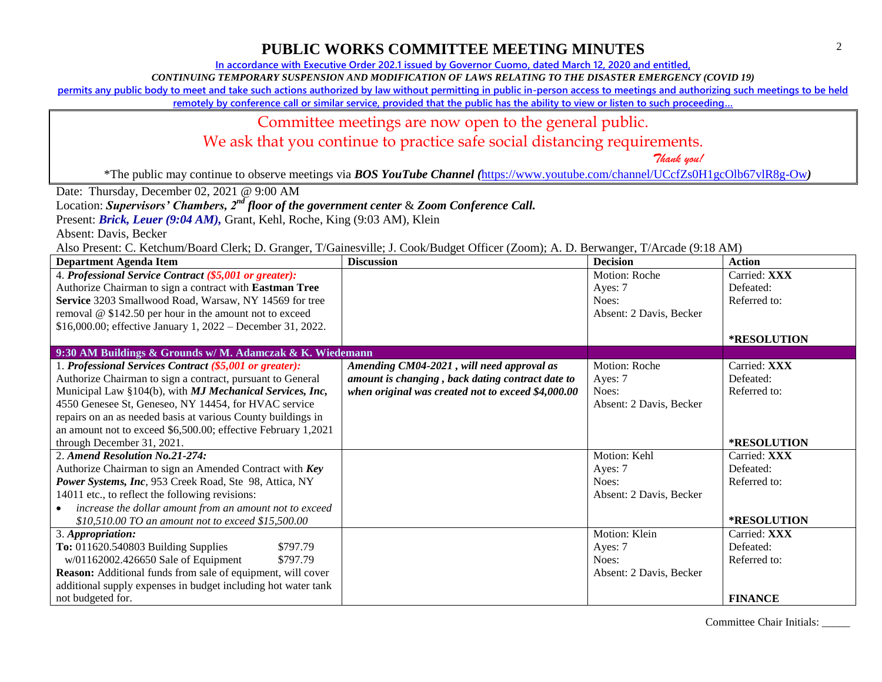# PUBLIC WORKS COMMITTEE MEETING MINUTES

In accordance with Executive Order 202.1 issued by Governor Cuomo, dated March 12, 2020 and entitled,

*CONTINUING TEMPORARY SUSPENSION AND MODIFICATION OF LAWS RELATING TO THE DISASTER EMERGENCY (COVID 19)*

permits any public body to meet and take such actions authorized by law without permitting in public in-person access to meetings and authorizing such meetings to be held remotely by conference call or similar service, provided that the public has the ability to view or listen to such proceeding…

Committee meetings are now open to the general public.

We ask that you continue to practice safe social distancing requirements.

*Thank you!*

*The public may continue to observe meetings via ***BOS YouTube Channel (***https://www.youtube.com/channel/UCcfZs0H1gcOlb67vlR8g-Ow***)**

Date: Thursday, December 02, 2021 @ 9:00 AM

Location: ***Supervisors' Chambers, 2nd floor of the government center*** & ***Zoom Conference Call.***

Present: ***Brick, Leuer (9:04 AM),*** Grant, Kehl, Roche, King (9:03 AM), Klein

Absent: Davis, Becker

Also Present: C. Ketchum/Board Clerk; D. Granger, T/Gainesville; J. Cook/Budget Officer (Zoom); A. D. Berwanger, T/Arcade (9:18 AM)

| Department Agenda Item | Discussion | Decision | Action |
|---|---|---|---|
| 4. ***Professional Service Contract ($5,001 or greater):*** Authorize Chairman to sign a contract with **Eastman Tree Service** 3203 Smallwood Road, Warsaw, NY 14569 for tree removal @ $142.50 per hour in the amount not to exceed $16,000.00; effective January 1, 2022 – December 31, 2022. | | Motion: Roche<br>Ayes: 7<br>Noes:<br>Absent: 2 Davis, Becker | Carried: **XXX**<br>Defeated:<br>Referred to:<br><br>**\*RESOLUTION** |
| **9:30 AM Buildings & Grounds w/ M. Adamczak & K. Wiedemann** | | | |
| 1. ***Professional Services Contract ($5,001 or greater):*** Authorize Chairman to sign a contract, pursuant to General Municipal Law §104(b), with ***MJ Mechanical Services, Inc,*** 4550 Genesee St, Geneseo, NY 14454, for HVAC service repairs on an as needed basis at various County buildings in an amount not to exceed $6,500.00; effective February 1,2021 through December 31, 2021. | ***Amending CM04-2021 , will need approval as amount is changing , back dating contract date to when original was created not to exceed $4,000.00*** | Motion: Roche<br>Ayes: 7<br>Noes:<br>Absent: 2 Davis, Becker | Carried: **XXX**<br>Defeated:<br>Referred to:<br><br>**\*RESOLUTION** |
| 2. ***Amend Resolution No.21-274:*** Authorize Chairman to sign an Amended Contract with ***Key Power Systems, Inc***, 953 Creek Road, Ste 98, Attica, NY 14011 etc., to reflect the following revisions:<br>• *increase the dollar amount from an amount not to exceed $10,510.00 TO an amount not to exceed $15,500.00* | | Motion: Kehl<br>Ayes: 7<br>Noes:<br>Absent: 2 Davis, Becker | Carried: **XXX**<br>Defeated:<br>Referred to:<br><br>**\*RESOLUTION** |
| 3. ***Appropriation:***<br>**To:** 011620.540803 Building Supplies $797.79<br>w/01162002.426650 Sale of Equipment $797.79<br>**Reason:** Additional funds from sale of equipment, will cover additional supply expenses in budget including hot water tank not budgeted for. | | Motion: Klein<br>Ayes: 7<br>Noes:<br>Absent: 2 Davis, Becker | Carried: **XXX**<br>Defeated:<br>Referred to:<br><br>**FINANCE** |

Committee Chair Initials: _____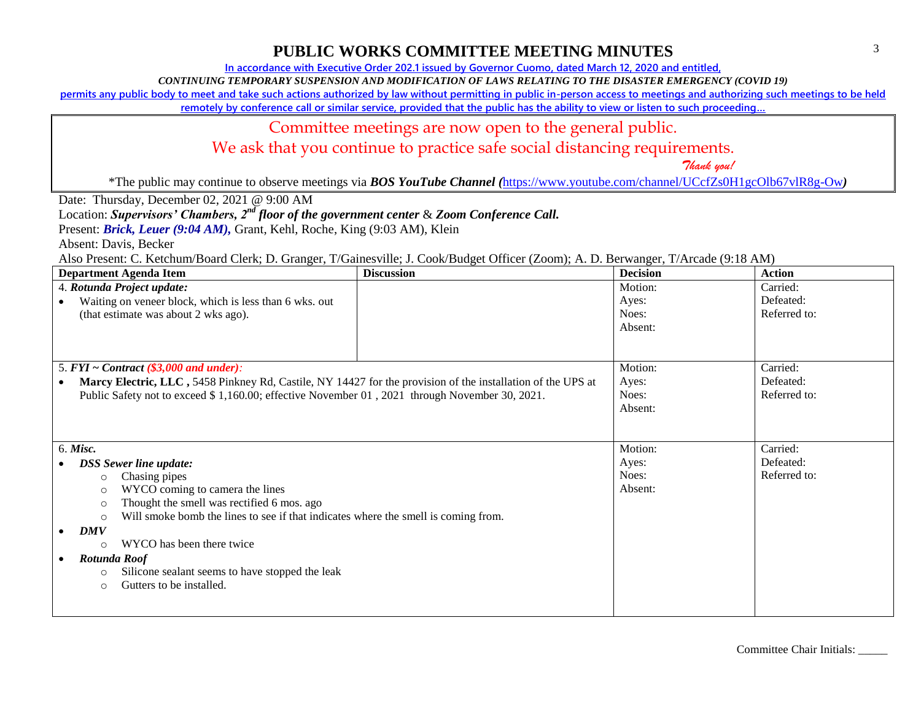# PUBLIC WORKS COMMITTEE MEETING MINUTES

In accordance with Executive Order 202.1 issued by Governor Cuomo, dated March 12, 2020 and entitled,

*CONTINUING TEMPORARY SUSPENSION AND MODIFICATION OF LAWS RELATING TO THE DISASTER EMERGENCY (COVID 19)*

permits any public body to meet and take such actions authorized by law without permitting in public in-person access to meetings and authorizing such meetings to be held remotely by conference call or similar service, provided that the public has the ability to view or listen to such proceeding…

Committee meetings are now open to the general public.

We ask that you continue to practice safe social distancing requirements.

*Thank you!*

*The public may continue to observe meetings via ***BOS YouTube Channel (***https://www.youtube.com/channel/UCcfZs0H1gcOlb67vlR8g-Ow***)***

Date: Thursday, December 02, 2021 @ 9:00 AM

Location: ***Supervisors' Chambers, 2nd floor of the government center*** & ***Zoom Conference Call.***

Present: ***Brick, Leuer (9:04 AM),*** Grant, Kehl, Roche, King (9:03 AM), Klein

Absent: Davis, Becker

Also Present: C. Ketchum/Board Clerk; D. Granger, T/Gainesville; J. Cook/Budget Officer (Zoom); A. D. Berwanger, T/Arcade (9:18 AM)

| Department Agenda Item | Discussion | Decision | Action |
|---|---|---|---|
| 4. ***Rotunda Project update:***<br>• Waiting on veneer block, which is less than 6 wks. out (that estimate was about 2 wks ago). | | Motion:<br>Ayes:<br>Noes:<br>Absent: | Carried:<br>Defeated:<br>Referred to: |
| 5. ***FYI ~ Contract (\$3,000 and under):***<br>• **Marcy Electric, LLC ,** 5458 Pinkney Rd, Castile, NY 14427 for the provision of the installation of the UPS at Public Safety not to exceed \$ 1,160.00; effective November 01 , 2021 through November 30, 2021. | | Motion:<br>Ayes:<br>Noes:<br>Absent: | Carried:<br>Defeated:<br>Referred to: |
| 6. ***Misc.***<br>• ***DSS Sewer line update:***<br>  ○ Chasing pipes<br>  ○ WYCO coming to camera the lines<br>  ○ Thought the smell was rectified 6 mos. ago<br>  ○ Will smoke bomb the lines to see if that indicates where the smell is coming from.<br>• ***DMV***<br>  ○ WYCO has been there twice<br>• ***Rotunda Roof***<br>  ○ Silicone sealant seems to have stopped the leak<br>  ○ Gutters to be installed. | | Motion:<br>Ayes:<br>Noes:<br>Absent: | Carried:<br>Defeated:<br>Referred to: |

Committee Chair Initials: _____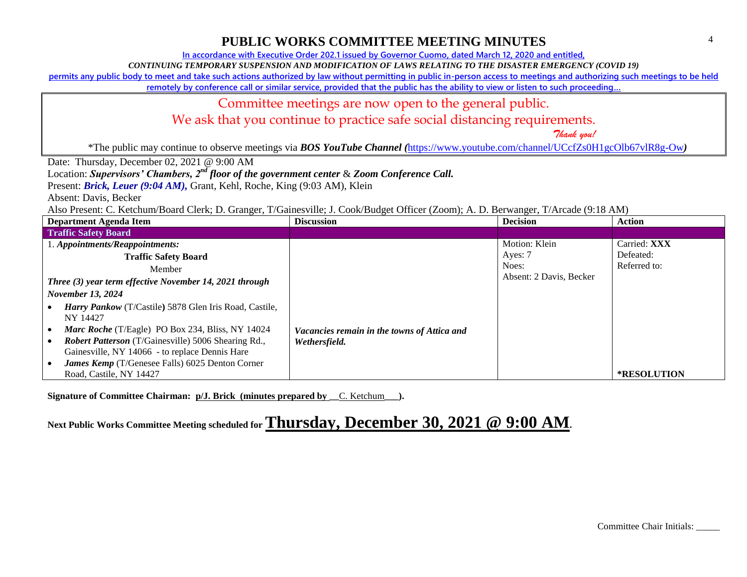# PUBLIC WORKS COMMITTEE MEETING MINUTES

**In accordance with Executive Order 202.1 issued by Governor Cuomo, dated March 12, 2020 and entitled,**

***CONTINUING TEMPORARY SUSPENSION AND MODIFICATION OF LAWS RELATING TO THE DISASTER EMERGENCY (COVID 19)***

**permits any public body to meet and take such actions authorized by law without permitting in public in-person access to meetings and authorizing such meetings to be held remotely by conference call or similar service, provided that the public has the ability to view or listen to such proceeding…**

Committee meetings are now open to the general public.

We ask that you continue to practice safe social distancing requirements.

*Thank you!*

*The public may continue to observe meetings via ***BOS YouTube Channel (***https://www.youtube.com/channel/UCcfZs0H1gcOlb67vlR8g-Ow***)***

Date: Thursday, December 02, 2021 @ 9:00 AM

Location: ***Supervisors' Chambers, 2nd floor of the government center*** & ***Zoom Conference Call.***

Present: ***Brick, Leuer (9:04 AM),*** Grant, Kehl, Roche, King (9:03 AM), Klein

Absent: Davis, Becker

Also Present: C. Ketchum/Board Clerk; D. Granger, T/Gainesville; J. Cook/Budget Officer (Zoom); A. D. Berwanger, T/Arcade (9:18 AM)

| Department Agenda Item | Discussion | Decision | Action |
|---|---|---|---|
| **Traffic Safety Board** | | | |
| 1. ***Appointments/Reappointments:***<br>**Traffic Safety Board**<br>Member<br>***Three (3) year term effective November 14, 2021 through November 13, 2024***<br>• ***Harry Pankow*** (T/Castile**)** 5878 Glen Iris Road, Castile, NY 14427<br>• ***Marc Roche*** (T/Eagle) PO Box 234, Bliss, NY 14024<br>• ***Robert Patterson*** (T/Gainesville) 5006 Shearing Rd., Gainesville, NY 14066 - to replace Dennis Hare<br>• ***James Kemp*** (T/Genesee Falls) 6025 Denton Corner Road, Castile, NY 14427 | ***Vacancies remain in the towns of Attica and Wethersfield.*** | Motion: Klein<br>Ayes: 7<br>Noes:<br>Absent: 2 Davis, Becker | Carried: **XXX**<br>Defeated:<br>Referred to:<br><br>***RESOLUTION** |

**Signature of Committee Chairman: p/J. Brick (minutes prepared by \_\_C. Ketchum\_\_\_).**

**Next Public Works Committee Meeting scheduled for Thursday, December 30, 2021 @ 9:00 AM.**

Committee Chair Initials: \_\_\_\_\_